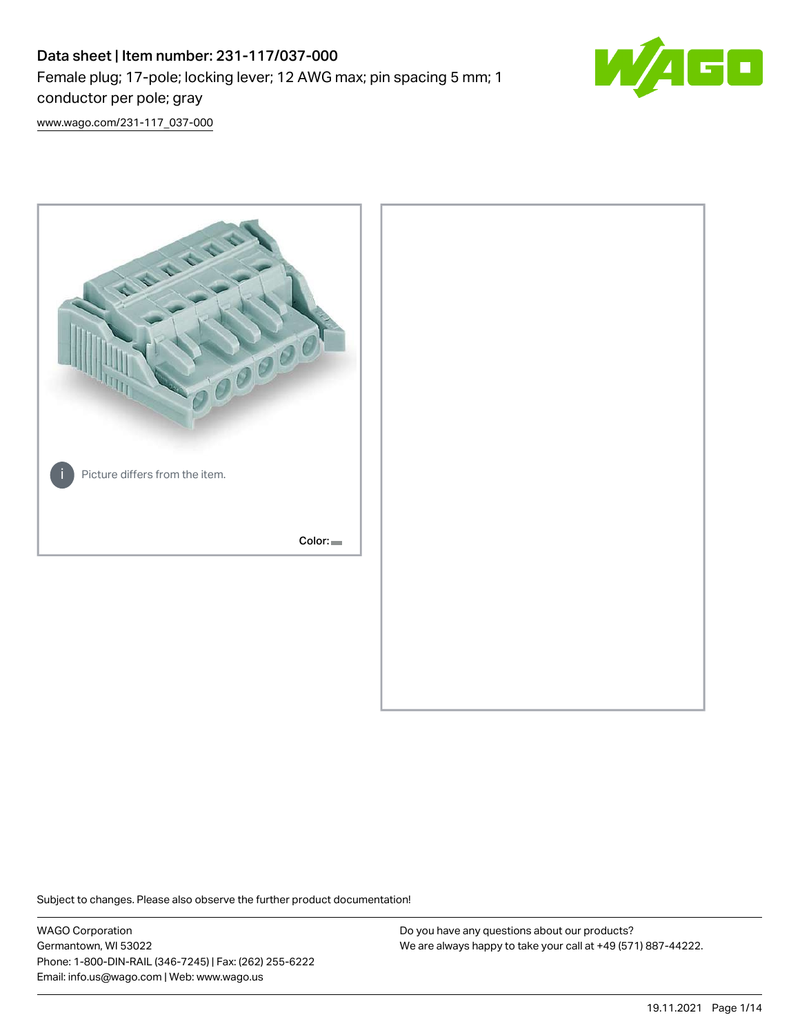# Data sheet | Item number: 231-117/037-000

Female plug; 17-pole; locking lever; 12 AWG max; pin spacing 5 mm; 1 conductor per pole; gray

www.wago.com/231-117_037-000

Picture differs from the item.

Color:

Subject to changes. Please also observe the further product documentation!

WAGO Corporation
Germantown, WI 53022
Phone: 1-800-DIN-RAIL (346-7245) | Fax: (262) 255-6222
Email: info.us@wago.com | Web: www.wago.us

Do you have any questions about our products?
We are always happy to take your call at +49 (571) 887-44222.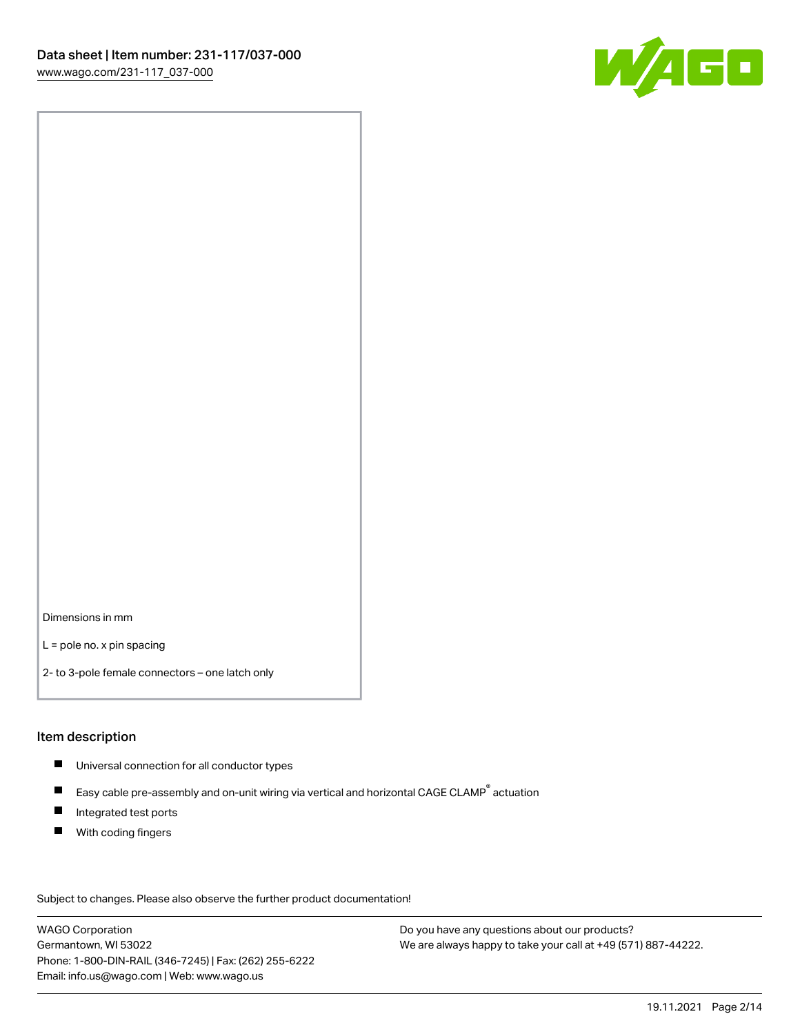Dimensions in mm

L = pole no. x pin spacing

2- to 3-pole female connectors – one latch only

## Item description

- Universal connection for all conductor types
- Easy cable pre-assembly and on-unit wiring via vertical and horizontal CAGE CLAMP® actuation
- Integrated test ports
- With coding fingers

Subject to changes. Please also observe the further product documentation!

WAGO Corporation
Germantown, WI 53022
Phone: 1-800-DIN-RAIL (346-7245) | Fax: (262) 255-6222
Email: info.us@wago.com | Web: www.wago.us

Do you have any questions about our products?
We are always happy to take your call at +49 (571) 887-44222.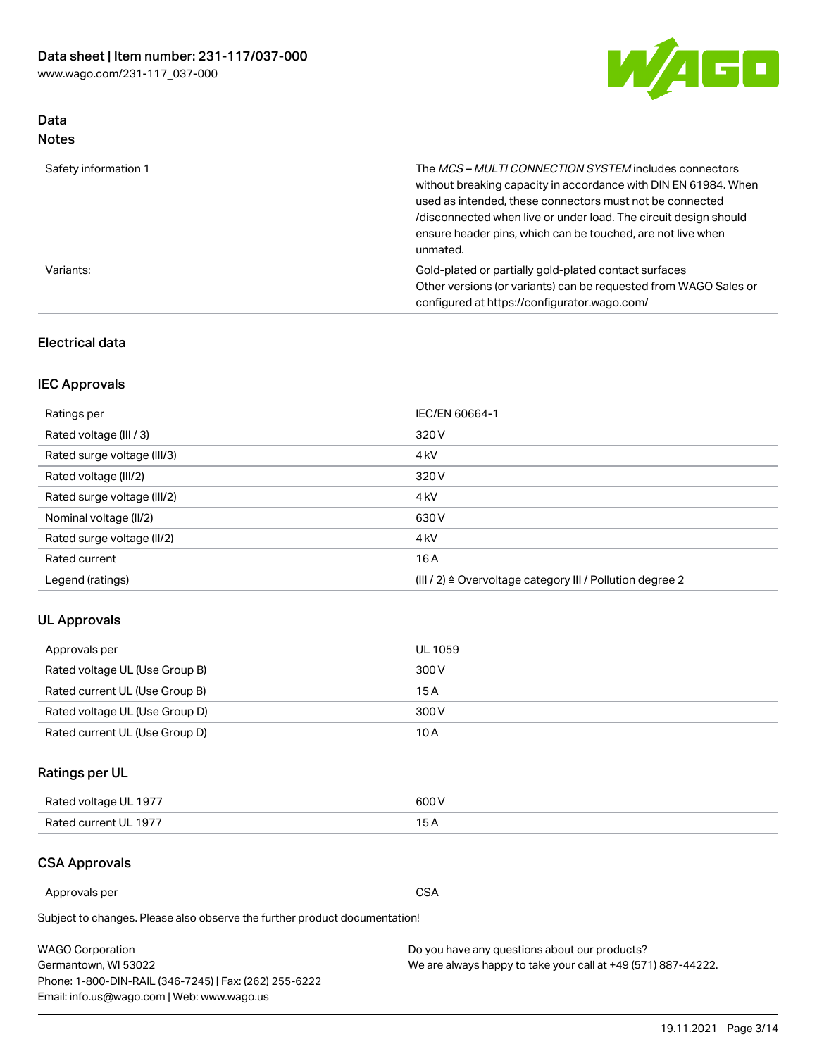## Data

### Notes

| | |
|---|---|
| Safety information 1 | The *MCS – MULTI CONNECTION SYSTEM* includes connectors without breaking capacity in accordance with DIN EN 61984. When used as intended, these connectors must not be connected /disconnected when live or under load. The circuit design should ensure header pins, which can be touched, are not live when unmated. |
| Variants: | Gold-plated or partially gold-plated contact surfaces<br>Other versions (or variants) can be requested from WAGO Sales or configured at https://configurator.wago.com/ |

## Electrical data

### IEC Approvals

| | |
|---|---|
| Ratings per | IEC/EN 60664-1 |
| Rated voltage (III / 3) | 320 V |
| Rated surge voltage (III/3) | 4 kV |
| Rated voltage (III/2) | 320 V |
| Rated surge voltage (III/2) | 4 kV |
| Nominal voltage (II/2) | 630 V |
| Rated surge voltage (II/2) | 4 kV |
| Rated current | 16 A |
| Legend (ratings) | (III / 2) ≙ Overvoltage category III / Pollution degree 2 |

### UL Approvals

| | |
|---|---|
| Approvals per | UL 1059 |
| Rated voltage UL (Use Group B) | 300 V |
| Rated current UL (Use Group B) | 15 A |
| Rated voltage UL (Use Group D) | 300 V |
| Rated current UL (Use Group D) | 10 A |

### Ratings per UL

| | |
|---|---|
| Rated voltage UL 1977 | 600 V |
| Rated current UL 1977 | 15 A |

### CSA Approvals

| | |
|---|---|
| Approvals per | CSA |

Subject to changes. Please also observe the further product documentation!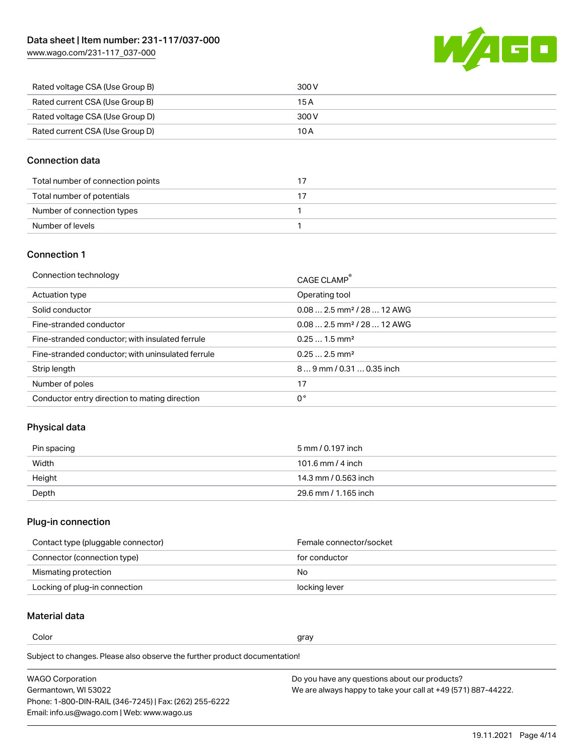| | |
|---|---|
| Rated voltage CSA (Use Group B) | 300 V |
| Rated current CSA (Use Group B) | 15 A |
| Rated voltage CSA (Use Group D) | 300 V |
| Rated current CSA (Use Group D) | 10 A |

## Connection data

| | |
|---|---|
| Total number of connection points | 17 |
| Total number of potentials | 17 |
| Number of connection types | 1 |
| Number of levels | 1 |

## Connection 1

| | |
|---|---|
| Connection technology | CAGE CLAMP® |
| Actuation type | Operating tool |
| Solid conductor | 0.08 … 2.5 mm² / 28 … 12 AWG |
| Fine-stranded conductor | 0.08 … 2.5 mm² / 28 … 12 AWG |
| Fine-stranded conductor; with insulated ferrule | 0.25 … 1.5 mm² |
| Fine-stranded conductor; with uninsulated ferrule | 0.25 … 2.5 mm² |
| Strip length | 8 … 9 mm / 0.31 … 0.35 inch |
| Number of poles | 17 |
| Conductor entry direction to mating direction | 0° |

## Physical data

| | |
|---|---|
| Pin spacing | 5 mm / 0.197 inch |
| Width | 101.6 mm / 4 inch |
| Height | 14.3 mm / 0.563 inch |
| Depth | 29.6 mm / 1.165 inch |

## Plug-in connection

| | |
|---|---|
| Contact type (pluggable connector) | Female connector/socket |
| Connector (connection type) | for conductor |
| Mismating protection | No |
| Locking of plug-in connection | locking lever |

## Material data

| | |
|---|---|
| Color | gray |

Subject to changes. Please also observe the further product documentation!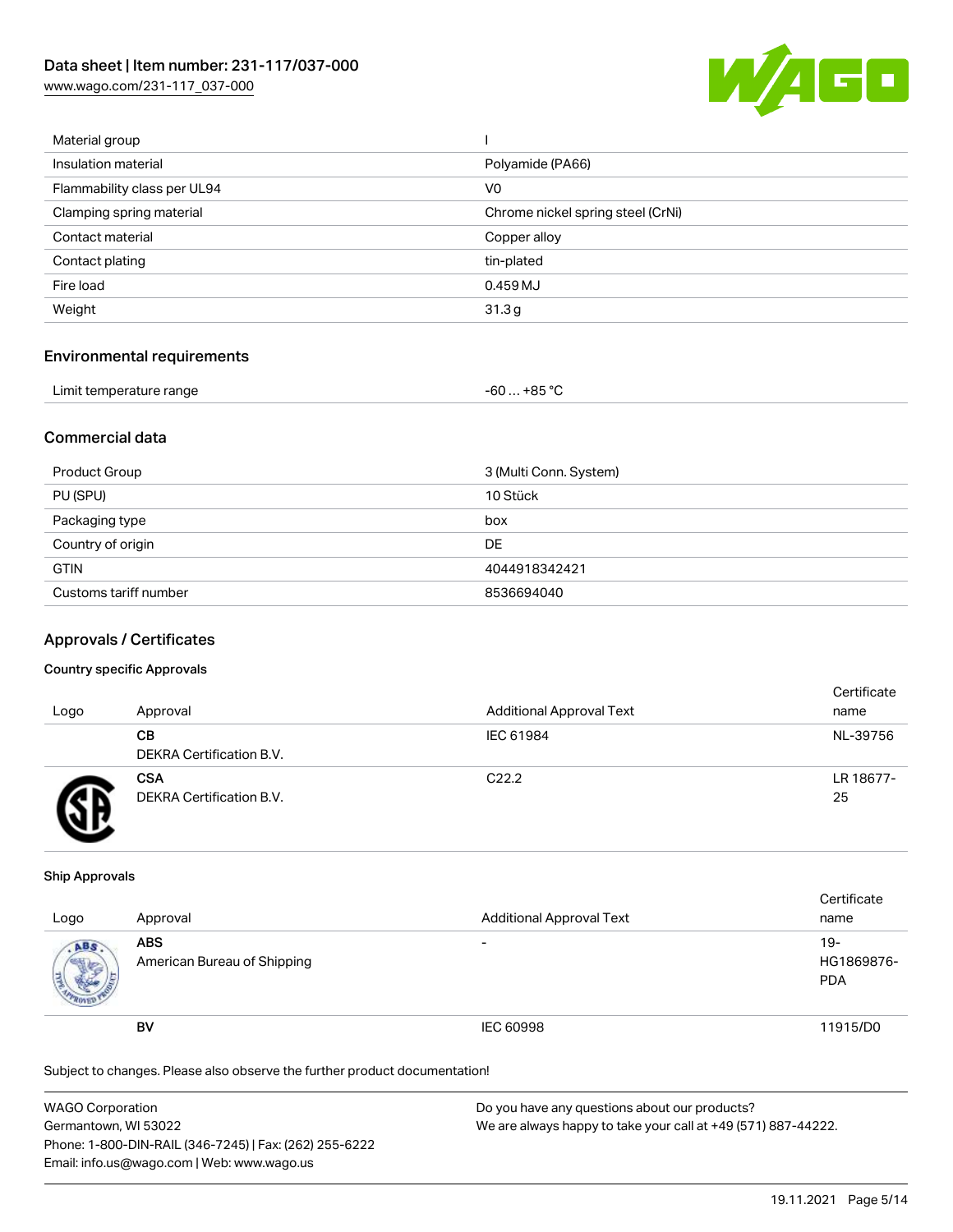| | |
|---|---|
| Material group | I |
| Insulation material | Polyamide (PA66) |
| Flammability class per UL94 | V0 |
| Clamping spring material | Chrome nickel spring steel (CrNi) |
| Contact material | Copper alloy |
| Contact plating | tin-plated |
| Fire load | 0.459 MJ |
| Weight | 31.3 g |

## Environmental requirements

| | |
|---|---|
| Limit temperature range | -60 … +85 °C |

## Commercial data

| | |
|---|---|
| Product Group | 3 (Multi Conn. System) |
| PU (SPU) | 10 Stück |
| Packaging type | box |
| Country of origin | DE |
| GTIN | 4044918342421 |
| Customs tariff number | 8536694040 |

## Approvals / Certificates

### Country specific Approvals

| Logo | Approval | Additional Approval Text | Certificate name |
|---|---|---|---|
| | **CB** DEKRA Certification B.V. | IEC 61984 | NL-39756 |
| | **CSA** DEKRA Certification B.V. | C22.2 | LR 18677-25 |

### Ship Approvals

| Logo | Approval | Additional Approval Text | Certificate name |
|---|---|---|---|
| | **ABS** American Bureau of Shipping | - | 19-HG1869876-PDA |
| | **BV** | IEC 60998 | 11915/D0 |

Subject to changes. Please also observe the further product documentation!

WAGO Corporation
Germantown, WI 53022
Phone: 1-800-DIN-RAIL (346-7245) | Fax: (262) 255-6222
Email: info.us@wago.com | Web: www.wago.us

Do you have any questions about our products?
We are always happy to take your call at +49 (571) 887-44222.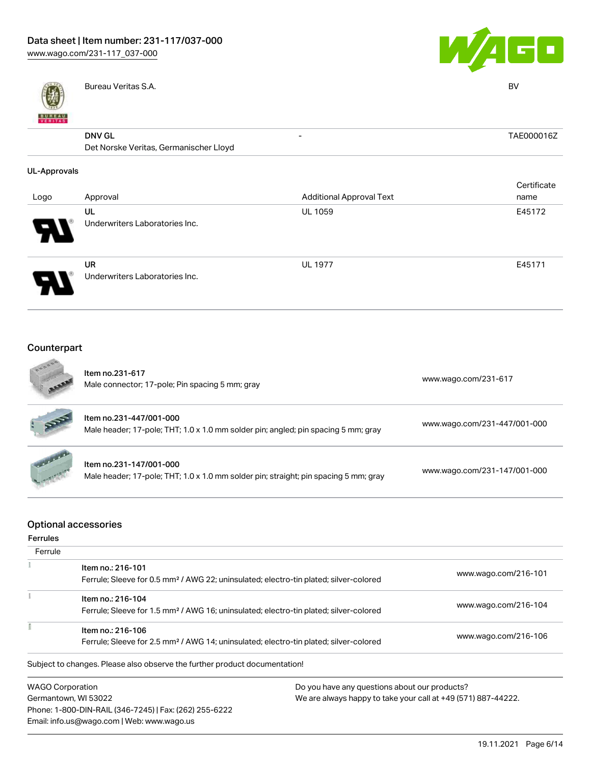| | | | |
|---|---|---|---|
| | Bureau Veritas S.A. | | BV |
| | **DNV GL** Det Norske Veritas, Germanischer Lloyd | - | TAE000016Z |

**UL-Approvals**

| Logo | Approval | Additional Approval Text | Certificate name |
|---|---|---|---|
| | **UL** Underwriters Laboratories Inc. | UL 1059 | E45172 |
| | **UR** Underwriters Laboratories Inc. | UL 1977 | E45171 |

## Counterpart

| | | |
|---|---|---|
| | Item no.231-617<br>Male connector; 17-pole; Pin spacing 5 mm; gray | www.wago.com/231-617 |
| | Item no.231-447/001-000<br>Male header; 17-pole; THT; 1.0 x 1.0 mm solder pin; angled; pin spacing 5 mm; gray | www.wago.com/231-447/001-000 |
| | Item no.231-147/001-000<br>Male header; 17-pole; THT; 1.0 x 1.0 mm solder pin; straight; pin spacing 5 mm; gray | www.wago.com/231-147/001-000 |

## Optional accessories

**Ferrules**

| Ferrule | | |
|---|---|---|
| | Item no.: 216-101<br>Ferrule; Sleeve for 0.5 mm² / AWG 22; uninsulated; electro-tin plated; silver-colored | www.wago.com/216-101 |
| | Item no.: 216-104<br>Ferrule; Sleeve for 1.5 mm² / AWG 16; uninsulated; electro-tin plated; silver-colored | www.wago.com/216-104 |
| | Item no.: 216-106<br>Ferrule; Sleeve for 2.5 mm² / AWG 14; uninsulated; electro-tin plated; silver-colored | www.wago.com/216-106 |

Subject to changes. Please also observe the further product documentation!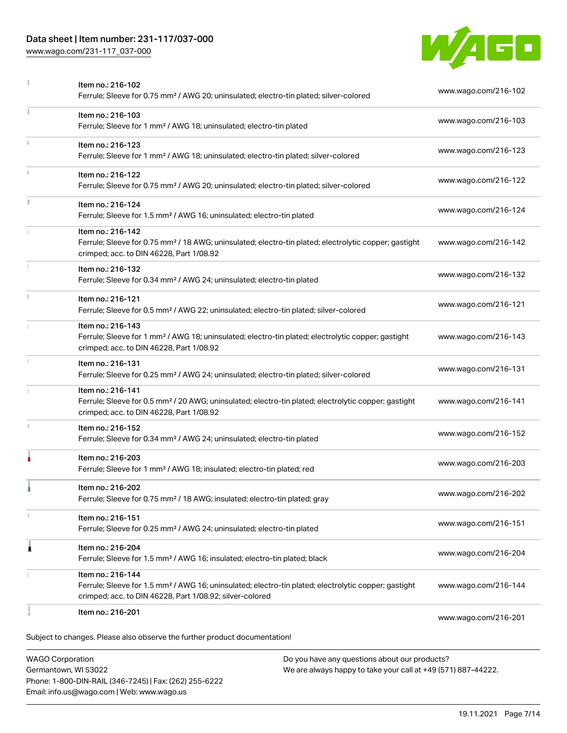| | | |
|---|---|---|
| | Item no.: 216-102<br>Ferrule; Sleeve for 0.75 mm² / AWG 20; uninsulated; electro-tin plated; silver-colored | www.wago.com/216-102 |
| | Item no.: 216-103<br>Ferrule; Sleeve for 1 mm² / AWG 18; uninsulated; electro-tin plated | www.wago.com/216-103 |
| | Item no.: 216-123<br>Ferrule; Sleeve for 1 mm² / AWG 18; uninsulated; electro-tin plated; silver-colored | www.wago.com/216-123 |
| | Item no.: 216-122<br>Ferrule; Sleeve for 0.75 mm² / AWG 20; uninsulated; electro-tin plated; silver-colored | www.wago.com/216-122 |
| | Item no.: 216-124<br>Ferrule; Sleeve for 1.5 mm² / AWG 16; uninsulated; electro-tin plated | www.wago.com/216-124 |
| | Item no.: 216-142<br>Ferrule; Sleeve for 0.75 mm² / 18 AWG; uninsulated; electro-tin plated; electrolytic copper; gastight crimped; acc. to DIN 46228, Part 1/08.92 | www.wago.com/216-142 |
| | Item no.: 216-132<br>Ferrule; Sleeve for 0.34 mm² / AWG 24; uninsulated; electro-tin plated | www.wago.com/216-132 |
| | Item no.: 216-121<br>Ferrule; Sleeve for 0.5 mm² / AWG 22; uninsulated; electro-tin plated; silver-colored | www.wago.com/216-121 |
| | Item no.: 216-143<br>Ferrule; Sleeve for 1 mm² / AWG 18; uninsulated; electro-tin plated; electrolytic copper; gastight crimped; acc. to DIN 46228, Part 1/08.92 | www.wago.com/216-143 |
| | Item no.: 216-131<br>Ferrule; Sleeve for 0.25 mm² / AWG 24; uninsulated; electro-tin plated; silver-colored | www.wago.com/216-131 |
| | Item no.: 216-141<br>Ferrule; Sleeve for 0.5 mm² / 20 AWG; uninsulated; electro-tin plated; electrolytic copper; gastight crimped; acc. to DIN 46228, Part 1/08.92 | www.wago.com/216-141 |
| | Item no.: 216-152<br>Ferrule; Sleeve for 0.34 mm² / AWG 24; uninsulated; electro-tin plated | www.wago.com/216-152 |
| | Item no.: 216-203<br>Ferrule; Sleeve for 1 mm² / AWG 18; insulated; electro-tin plated; red | www.wago.com/216-203 |
| | Item no.: 216-202<br>Ferrule; Sleeve for 0.75 mm² / 18 AWG; insulated; electro-tin plated; gray | www.wago.com/216-202 |
| | Item no.: 216-151<br>Ferrule; Sleeve for 0.25 mm² / AWG 24; uninsulated; electro-tin plated | www.wago.com/216-151 |
| | Item no.: 216-204<br>Ferrule; Sleeve for 1.5 mm² / AWG 16; insulated; electro-tin plated; black | www.wago.com/216-204 |
| | Item no.: 216-144<br>Ferrule; Sleeve for 1.5 mm² / AWG 16; uninsulated; electro-tin plated; electrolytic copper; gastight crimped; acc. to DIN 46228, Part 1/08.92; silver-colored | www.wago.com/216-144 |
| | Item no.: 216-201 | www.wago.com/216-201 |

Subject to changes. Please also observe the further product documentation!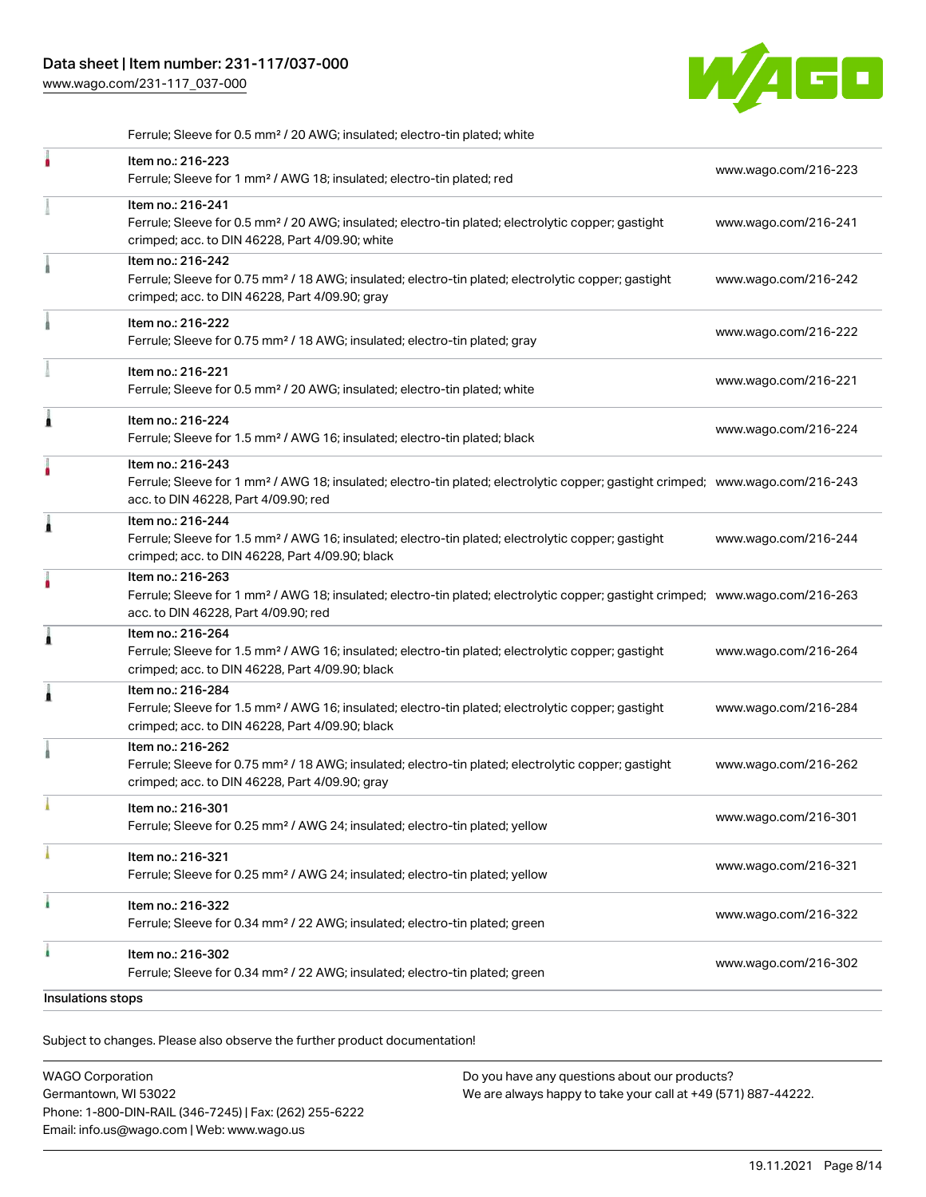Ferrule; Sleeve for 0.5 mm² / 20 AWG; insulated; electro-tin plated; white

| Item | Link |
|---|---|
| Item no.: 216-223<br>Ferrule; Sleeve for 1 mm² / AWG 18; insulated; electro-tin plated; red | www.wago.com/216-223 |
| Item no.: 216-241<br>Ferrule; Sleeve for 0.5 mm² / 20 AWG; insulated; electro-tin plated; electrolytic copper; gastight crimped; acc. to DIN 46228, Part 4/09.90; white | www.wago.com/216-241 |
| Item no.: 216-242<br>Ferrule; Sleeve for 0.75 mm² / 18 AWG; insulated; electro-tin plated; electrolytic copper; gastight crimped; acc. to DIN 46228, Part 4/09.90; gray | www.wago.com/216-242 |
| Item no.: 216-222<br>Ferrule; Sleeve for 0.75 mm² / 18 AWG; insulated; electro-tin plated; gray | www.wago.com/216-222 |
| Item no.: 216-221<br>Ferrule; Sleeve for 0.5 mm² / 20 AWG; insulated; electro-tin plated; white | www.wago.com/216-221 |
| Item no.: 216-224<br>Ferrule; Sleeve for 1.5 mm² / AWG 16; insulated; electro-tin plated; black | www.wago.com/216-224 |
| Item no.: 216-243<br>Ferrule; Sleeve for 1 mm² / AWG 18; insulated; electro-tin plated; electrolytic copper; gastight crimped; acc. to DIN 46228, Part 4/09.90; red | www.wago.com/216-243 |
| Item no.: 216-244<br>Ferrule; Sleeve for 1.5 mm² / AWG 16; insulated; electro-tin plated; electrolytic copper; gastight crimped; acc. to DIN 46228, Part 4/09.90; black | www.wago.com/216-244 |
| Item no.: 216-263<br>Ferrule; Sleeve for 1 mm² / AWG 18; insulated; electro-tin plated; electrolytic copper; gastight crimped; acc. to DIN 46228, Part 4/09.90; red | www.wago.com/216-263 |
| Item no.: 216-264<br>Ferrule; Sleeve for 1.5 mm² / AWG 16; insulated; electro-tin plated; electrolytic copper; gastight crimped; acc. to DIN 46228, Part 4/09.90; black | www.wago.com/216-264 |
| Item no.: 216-284<br>Ferrule; Sleeve for 1.5 mm² / AWG 16; insulated; electro-tin plated; electrolytic copper; gastight crimped; acc. to DIN 46228, Part 4/09.90; black | www.wago.com/216-284 |
| Item no.: 216-262<br>Ferrule; Sleeve for 0.75 mm² / 18 AWG; insulated; electro-tin plated; electrolytic copper; gastight crimped; acc. to DIN 46228, Part 4/09.90; gray | www.wago.com/216-262 |
| Item no.: 216-301<br>Ferrule; Sleeve for 0.25 mm² / AWG 24; insulated; electro-tin plated; yellow | www.wago.com/216-301 |
| Item no.: 216-321<br>Ferrule; Sleeve for 0.25 mm² / AWG 24; insulated; electro-tin plated; yellow | www.wago.com/216-321 |
| Item no.: 216-322<br>Ferrule; Sleeve for 0.34 mm² / 22 AWG; insulated; electro-tin plated; green | www.wago.com/216-322 |
| Item no.: 216-302<br>Ferrule; Sleeve for 0.34 mm² / 22 AWG; insulated; electro-tin plated; green | www.wago.com/216-302 |

Insulations stops

Subject to changes. Please also observe the further product documentation!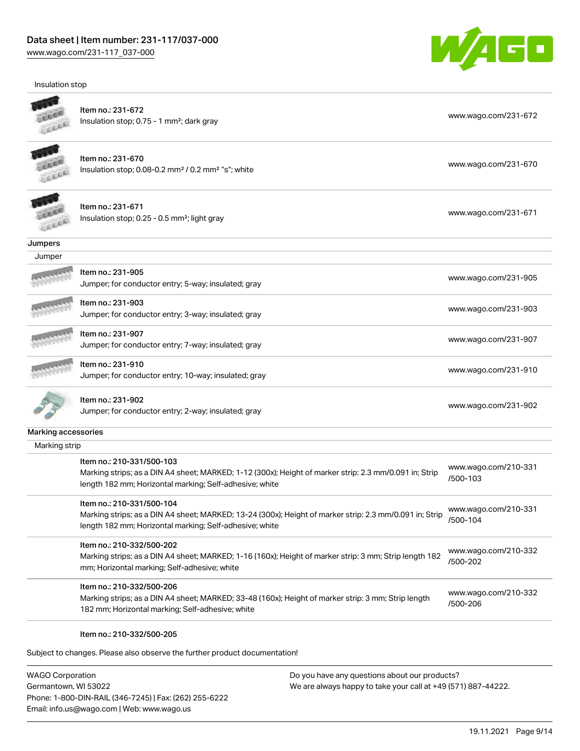Insulation stop

| | | |
|---|---|---|
| | Item no.: 231-672<br>Insulation stop; 0.75 - 1 mm²; dark gray | www.wago.com/231-672 |
| | Item no.: 231-670<br>Insulation stop; 0.08-0.2 mm² / 0.2 mm² "s"; white | www.wago.com/231-670 |
| | Item no.: 231-671<br>Insulation stop; 0.25 - 0.5 mm²; light gray | www.wago.com/231-671 |

## Jumpers

Jumper

| | | |
|---|---|---|
| | Item no.: 231-905<br>Jumper; for conductor entry; 5-way; insulated; gray | www.wago.com/231-905 |
| | Item no.: 231-903<br>Jumper; for conductor entry; 3-way; insulated; gray | www.wago.com/231-903 |
| | Item no.: 231-907<br>Jumper; for conductor entry; 7-way; insulated; gray | www.wago.com/231-907 |
| | Item no.: 231-910<br>Jumper; for conductor entry; 10-way; insulated; gray | www.wago.com/231-910 |
| | Item no.: 231-902<br>Jumper; for conductor entry; 2-way; insulated; gray | www.wago.com/231-902 |

## Marking accessories

Marking strip

| | | |
|---|---|---|
| | Item no.: 210-331/500-103<br>Marking strips; as a DIN A4 sheet; MARKED; 1-12 (300x); Height of marker strip: 2.3 mm/0.091 in; Strip length 182 mm; Horizontal marking; Self-adhesive; white | www.wago.com/210-331/500-103 |
| | Item no.: 210-331/500-104<br>Marking strips; as a DIN A4 sheet; MARKED; 13-24 (300x); Height of marker strip: 2.3 mm/0.091 in; Strip length 182 mm; Horizontal marking; Self-adhesive; white | www.wago.com/210-331/500-104 |
| | Item no.: 210-332/500-202<br>Marking strips; as a DIN A4 sheet; MARKED; 1-16 (160x); Height of marker strip: 3 mm; Strip length 182 mm; Horizontal marking; Self-adhesive; white | www.wago.com/210-332/500-202 |
| | Item no.: 210-332/500-206<br>Marking strips; as a DIN A4 sheet; MARKED; 33-48 (160x); Height of marker strip: 3 mm; Strip length 182 mm; Horizontal marking; Self-adhesive; white | www.wago.com/210-332/500-206 |
| | Item no.: 210-332/500-205 | |

Subject to changes. Please also observe the further product documentation!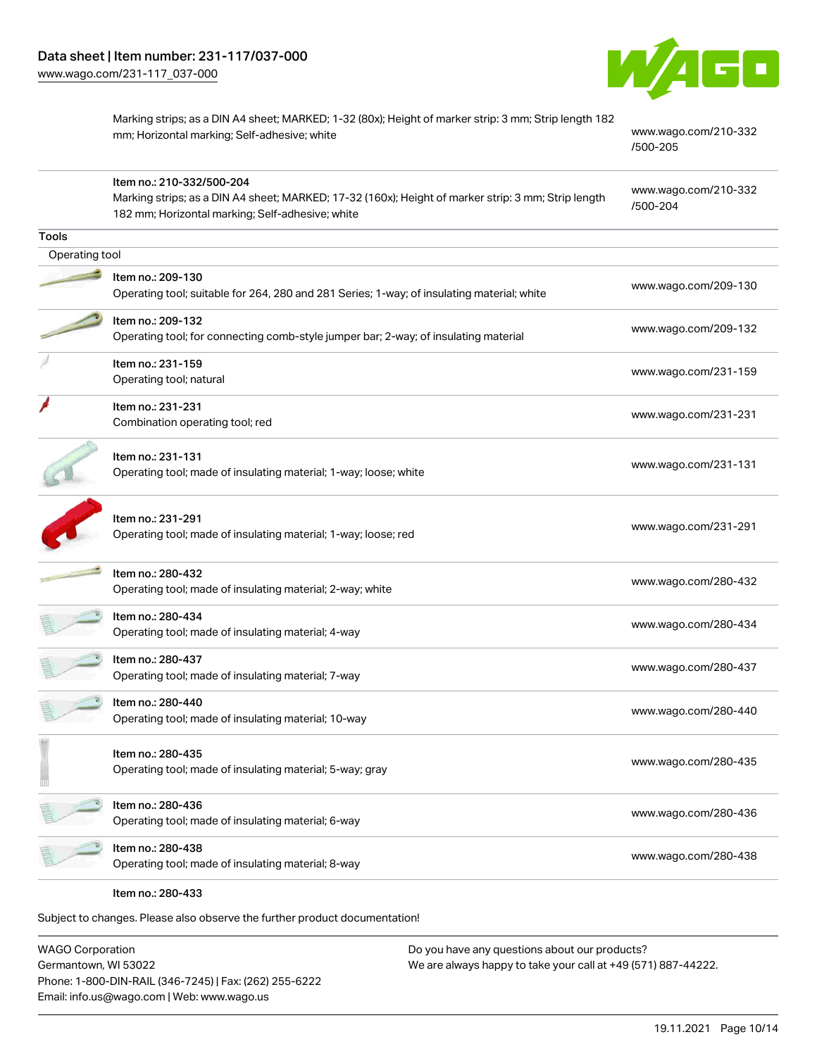Marking strips; as a DIN A4 sheet; MARKED; 1-32 (80x); Height of marker strip: 3 mm; Strip length 182 mm; Horizontal marking; Self-adhesive; white | www.wago.com/210-332/500-205

Item no.: 210-332/500-204
Marking strips; as a DIN A4 sheet; MARKED; 17-32 (160x); Height of marker strip: 3 mm; Strip length 182 mm; Horizontal marking; Self-adhesive; white | www.wago.com/210-332/500-204

## Tools

### Operating tool

| Item | Link |
|---|---|
| Item no.: 209-130<br>Operating tool; suitable for 264, 280 and 281 Series; 1-way; of insulating material; white | www.wago.com/209-130 |
| Item no.: 209-132<br>Operating tool; for connecting comb-style jumper bar; 2-way; of insulating material | www.wago.com/209-132 |
| Item no.: 231-159<br>Operating tool; natural | www.wago.com/231-159 |
| Item no.: 231-231<br>Combination operating tool; red | www.wago.com/231-231 |
| Item no.: 231-131<br>Operating tool; made of insulating material; 1-way; loose; white | www.wago.com/231-131 |
| Item no.: 231-291<br>Operating tool; made of insulating material; 1-way; loose; red | www.wago.com/231-291 |
| Item no.: 280-432<br>Operating tool; made of insulating material; 2-way; white | www.wago.com/280-432 |
| Item no.: 280-434<br>Operating tool; made of insulating material; 4-way | www.wago.com/280-434 |
| Item no.: 280-437<br>Operating tool; made of insulating material; 7-way | www.wago.com/280-437 |
| Item no.: 280-440<br>Operating tool; made of insulating material; 10-way | www.wago.com/280-440 |
| Item no.: 280-435<br>Operating tool; made of insulating material; 5-way; gray | www.wago.com/280-435 |
| Item no.: 280-436<br>Operating tool; made of insulating material; 6-way | www.wago.com/280-436 |
| Item no.: 280-438<br>Operating tool; made of insulating material; 8-way | www.wago.com/280-438 |

Item no.: 280-433

Subject to changes. Please also observe the further product documentation!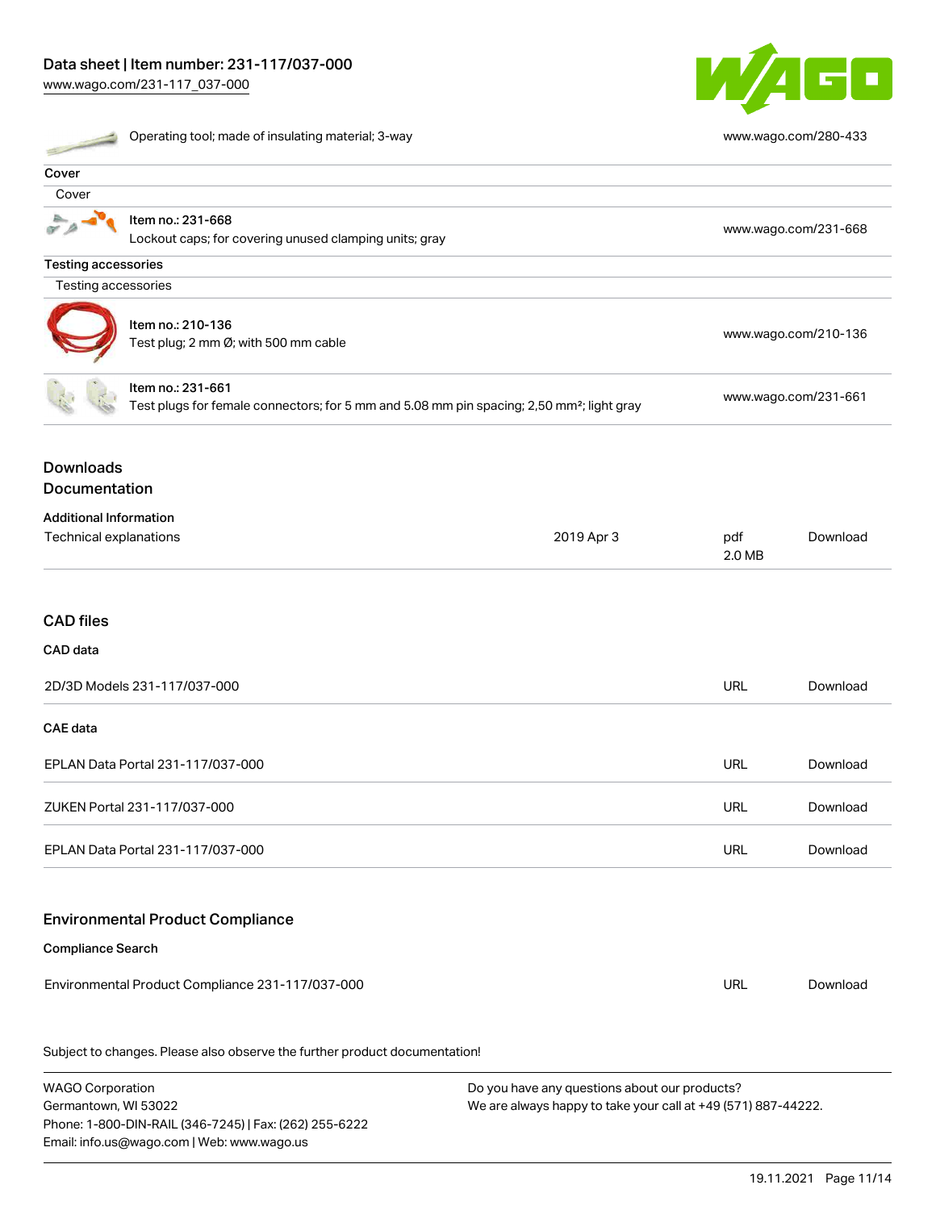| | | |
|---|---|---|
| | Operating tool; made of insulating material; 3-way | www.wago.com/280-433 |

**Cover**

| Cover | | |
|---|---|---|
| | Item no.: 231-668<br>Lockout caps; for covering unused clamping units; gray | www.wago.com/231-668 |

**Testing accessories**

| Testing accessories | | |
|---|---|---|
| | Item no.: 210-136<br>Test plug; 2 mm Ø; with 500 mm cable | www.wago.com/210-136 |
| | Item no.: 231-661<br>Test plugs for female connectors; for 5 mm and 5.08 mm pin spacing; 2,50 mm²; light gray | www.wago.com/231-661 |

## Downloads

### Documentation

**Additional Information**

| | | | |
|---|---|---|---|
| Technical explanations | 2019 Apr 3 | pdf<br>2.0 MB | Download |

### CAD files

**CAD data**

| | | |
|---|---|---|
| 2D/3D Models 231-117/037-000 | URL | Download |

**CAE data**

| | | |
|---|---|---|
| EPLAN Data Portal 231-117/037-000 | URL | Download |
| ZUKEN Portal 231-117/037-000 | URL | Download |
| EPLAN Data Portal 231-117/037-000 | URL | Download |

### Environmental Product Compliance

**Compliance Search**

| | | |
|---|---|---|
| Environmental Product Compliance 231-117/037-000 | URL | Download |

Subject to changes. Please also observe the further product documentation!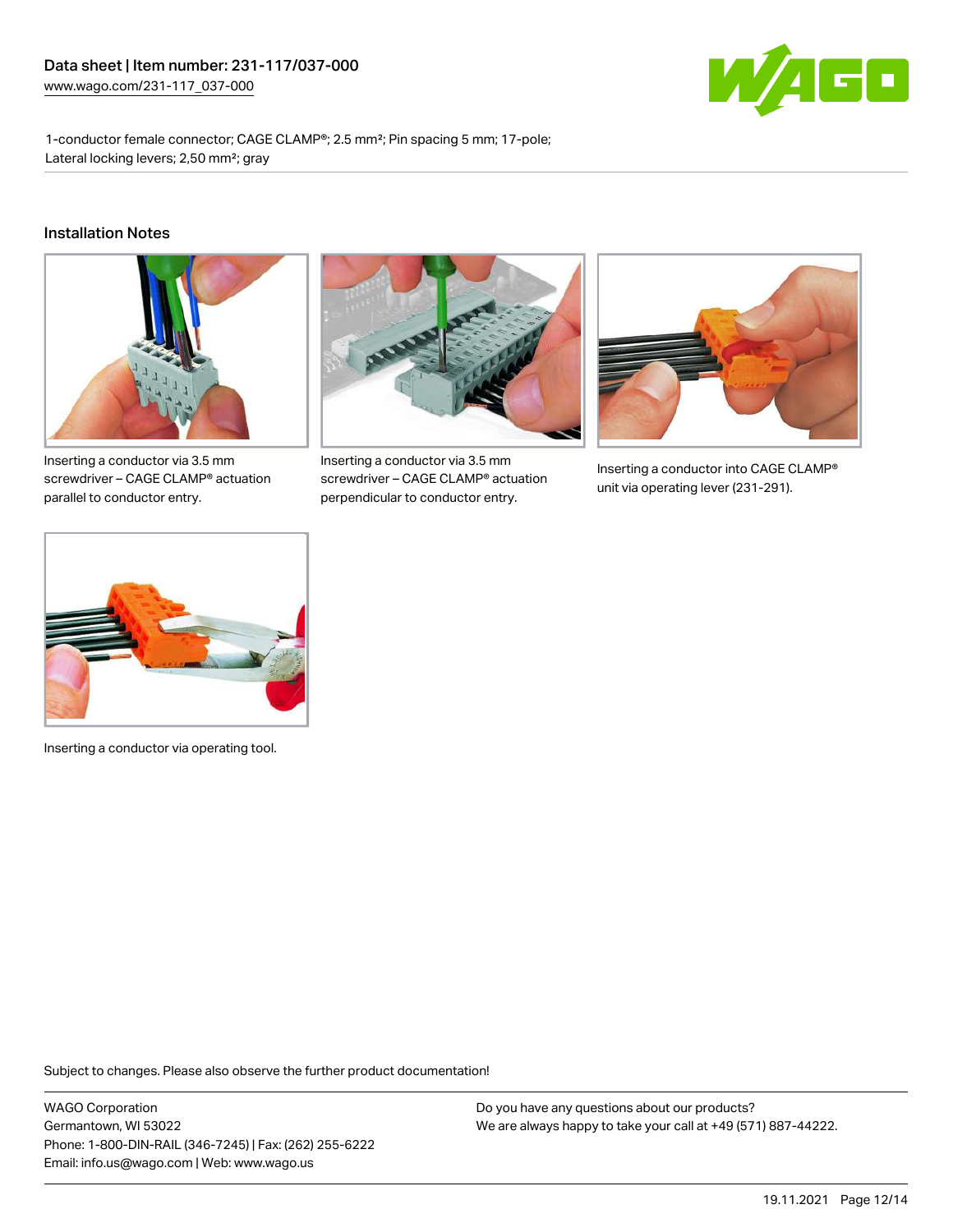Data sheet | Item number: 231-117/037-000
www.wago.com/231-117_037-000

1-conductor female connector; CAGE CLAMP®; 2.5 mm²; Pin spacing 5 mm; 17-pole; Lateral locking levers; 2,50 mm²; gray

## Installation Notes

Inserting a conductor via 3.5 mm screwdriver – CAGE CLAMP® actuation parallel to conductor entry.

Inserting a conductor via 3.5 mm screwdriver – CAGE CLAMP® actuation perpendicular to conductor entry.

Inserting a conductor into CAGE CLAMP® unit via operating lever (231-291).

Inserting a conductor via operating tool.

Subject to changes. Please also observe the further product documentation!

WAGO Corporation
Germantown, WI 53022
Phone: 1-800-DIN-RAIL (346-7245) | Fax: (262) 255-6222
Email: info.us@wago.com | Web: www.wago.us

Do you have any questions about our products?
We are always happy to take your call at +49 (571) 887-44222.

19.11.2021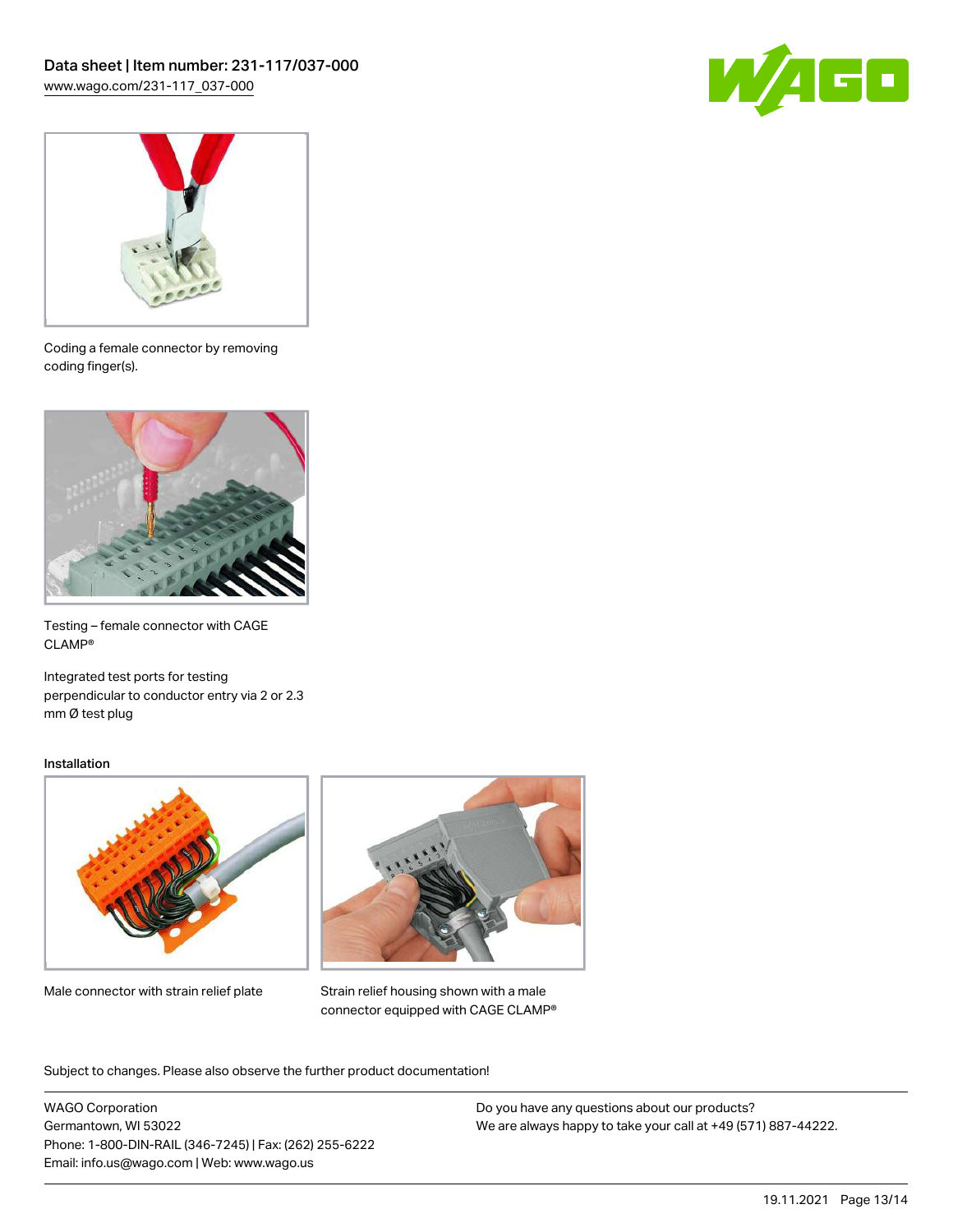Coding a female connector by removing coding finger(s).

Testing – female connector with CAGE CLAMP®

Integrated test ports for testing perpendicular to conductor entry via 2 or 2.3 mm Ø test plug

### Installation

Male connector with strain relief plate

Strain relief housing shown with a male connector equipped with CAGE CLAMP®

Subject to changes. Please also observe the further product documentation!

WAGO Corporation
Germantown, WI 53022
Phone: 1-800-DIN-RAIL (346-7245) | Fax: (262) 255-6222
Email: info.us@wago.com | Web: www.wago.us

Do you have any questions about our products?
We are always happy to take your call at +49 (571) 887-44222.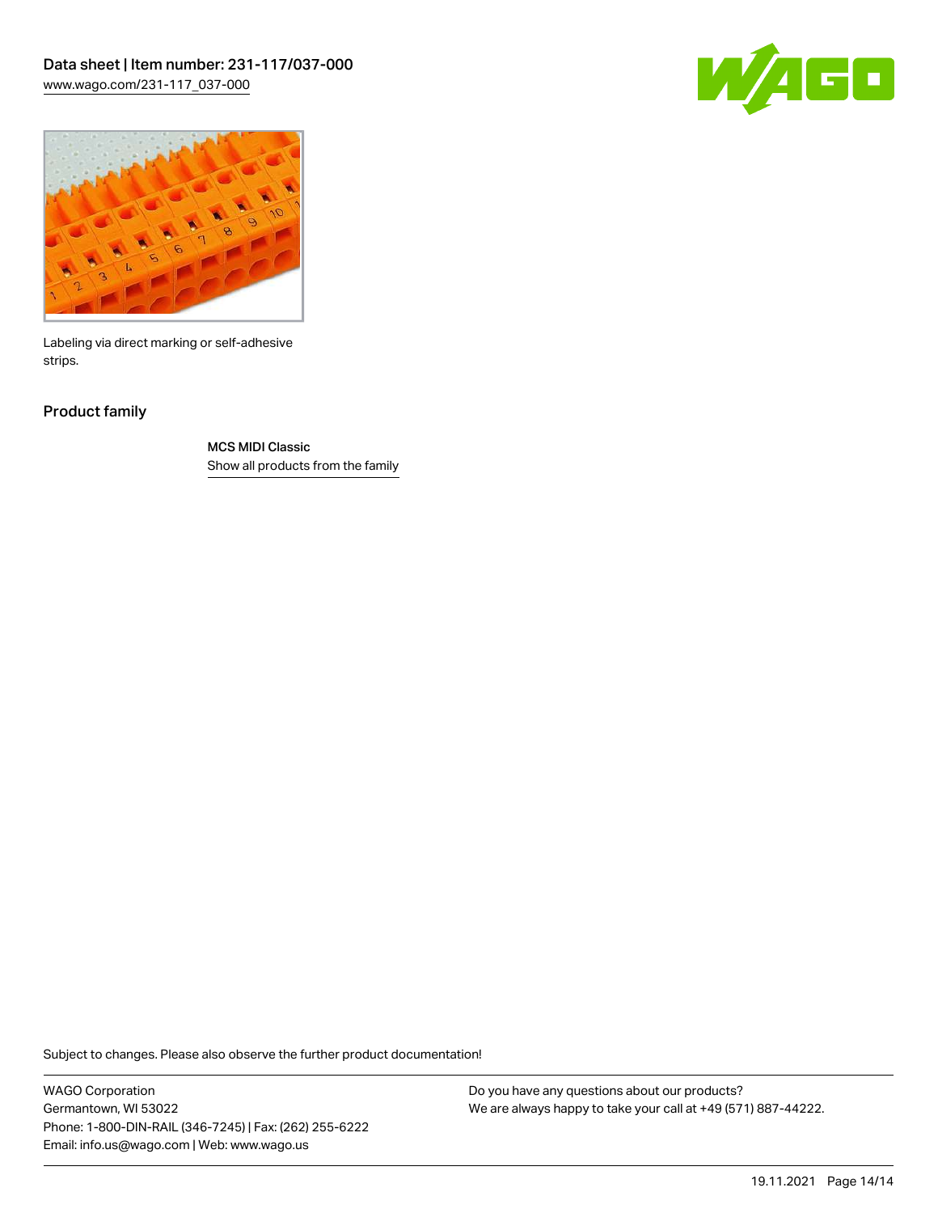Labeling via direct marking or self-adhesive strips.

## Product family

**MCS MIDI Classic**
Show all products from the family

Subject to changes. Please also observe the further product documentation!

WAGO Corporation
Germantown, WI 53022
Phone: 1-800-DIN-RAIL (346-7245) | Fax: (262) 255-6222
Email: info.us@wago.com | Web: www.wago.us

Do you have any questions about our products?
We are always happy to take your call at +49 (571) 887-44222.